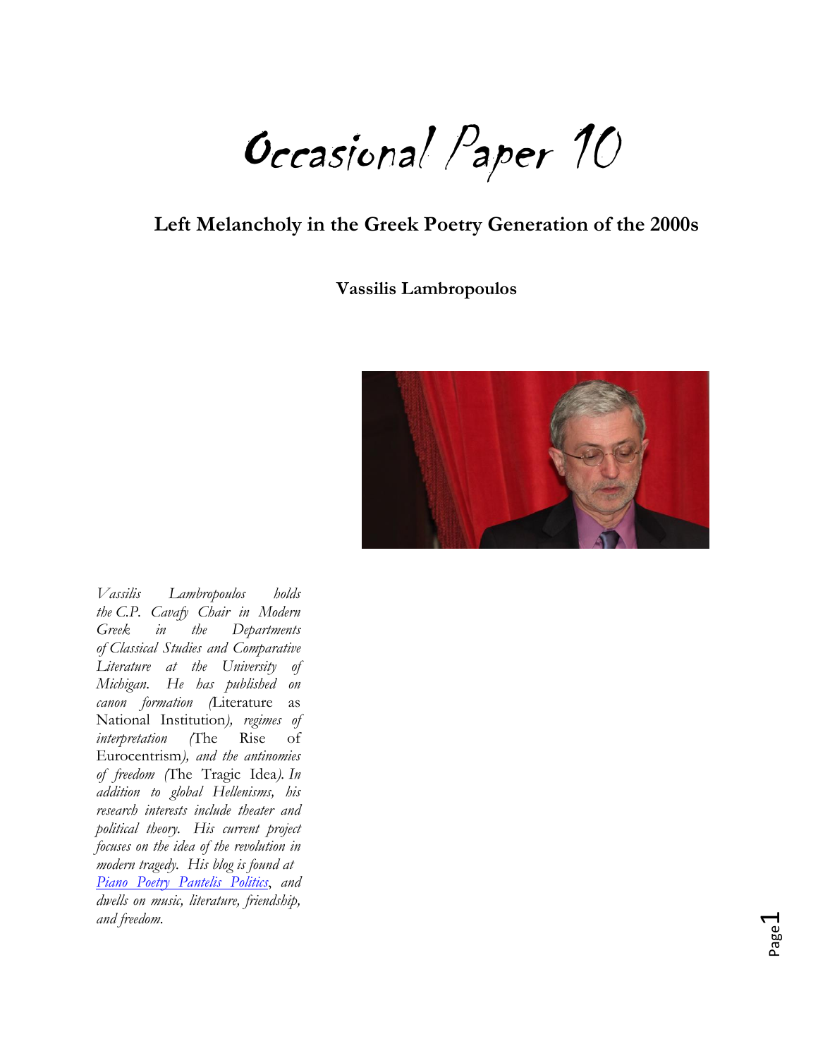# Occasional Paper 10

## Left Melancholy in the Greek Poetry Generation of the 2000s

**Vassilis Lambropoulos**

*Vassilis Lambropoulos holds the C.P. Cavafy Chair in Modern Greek in the Departments of Classical Studies and Comparative Literature at the University of Michigan. He has published on canon formation (*Literature as National Institution*), regimes of interpretation (*The Rise of Eurocentrism*), and the antinomies of freedom (*The Tragic Idea*). In addition to global Hellenisms, his research interests include theater and political theory. His current project focuses on the idea of the revolution in modern tragedy. His blog is found at [Piano Poetry Pantelis Politics](), and dwells on music, literature, friendship, and freedom.*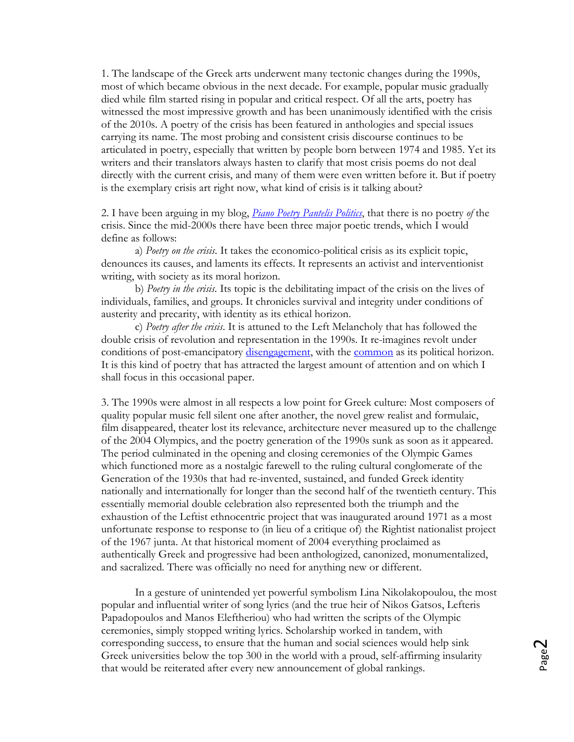1. The landscape of the Greek arts underwent many tectonic changes during the 1990s, most of which became obvious in the next decade. For example, popular music gradually died while film started rising in popular and critical respect. Of all the arts, poetry has witnessed the most impressive growth and has been unanimously identified with the crisis of the 2010s. A poetry of the crisis has been featured in anthologies and special issues carrying its name. The most probing and consistent crisis discourse continues to be articulated in poetry, especially that written by people born between 1974 and 1985. Yet its writers and their translators always hasten to clarify that most crisis poems do not deal directly with the current crisis, and many of them were even written before it. But if poetry is the exemplary crisis art right now, what kind of crisis is it talking about?

2. I have been arguing in my blog, [*Piano Poetry Pantelis Politics*](), that there is no poetry *of* the crisis. Since the mid-2000s there have been three major poetic trends, which I would define as follows:

a) *Poetry on the crisis*. It takes the economico-political crisis as its explicit topic, denounces its causes, and laments its effects. It represents an activist and interventionist writing, with society as its moral horizon.

b) *Poetry in the crisis*. Its topic is the debilitating impact of the crisis on the lives of individuals, families, and groups. It chronicles survival and integrity under conditions of austerity and precarity, with identity as its ethical horizon.

c) *Poetry after the crisis*. It is attuned to the Left Melancholy that has followed the double crisis of revolution and representation in the 1990s. It re-imagines revolt under conditions of post-emancipatory [disengagement](), with the [common]() as its political horizon. It is this kind of poetry that has attracted the largest amount of attention and on which I shall focus in this occasional paper.

3. The 1990s were almost in all respects a low point for Greek culture: Most composers of quality popular music fell silent one after another, the novel grew realist and formulaic, film disappeared, theater lost its relevance, architecture never measured up to the challenge of the 2004 Olympics, and the poetry generation of the 1990s sunk as soon as it appeared. The period culminated in the opening and closing ceremonies of the Olympic Games which functioned more as a nostalgic farewell to the ruling cultural conglomerate of the Generation of the 1930s that had re-invented, sustained, and funded Greek identity nationally and internationally for longer than the second half of the twentieth century. This essentially memorial double celebration also represented both the triumph and the exhaustion of the Leftist ethnocentric project that was inaugurated around 1971 as a most unfortunate response to response to (in lieu of a critique of) the Rightist nationalist project of the 1967 junta. At that historical moment of 2004 everything proclaimed as authentically Greek and progressive had been anthologized, canonized, monumentalized, and sacralized. There was officially no need for anything new or different.

In a gesture of unintended yet powerful symbolism Lina Nikolakopoulou, the most popular and influential writer of song lyrics (and the true heir of Nikos Gatsos, Lefteris Papadopoulos and Manos Eleftheriou) who had written the scripts of the Olympic ceremonies, simply stopped writing lyrics. Scholarship worked in tandem, with corresponding success, to ensure that the human and social sciences would help sink Greek universities below the top 300 in the world with a proud, self-affirming insularity that would be reiterated after every new announcement of global rankings.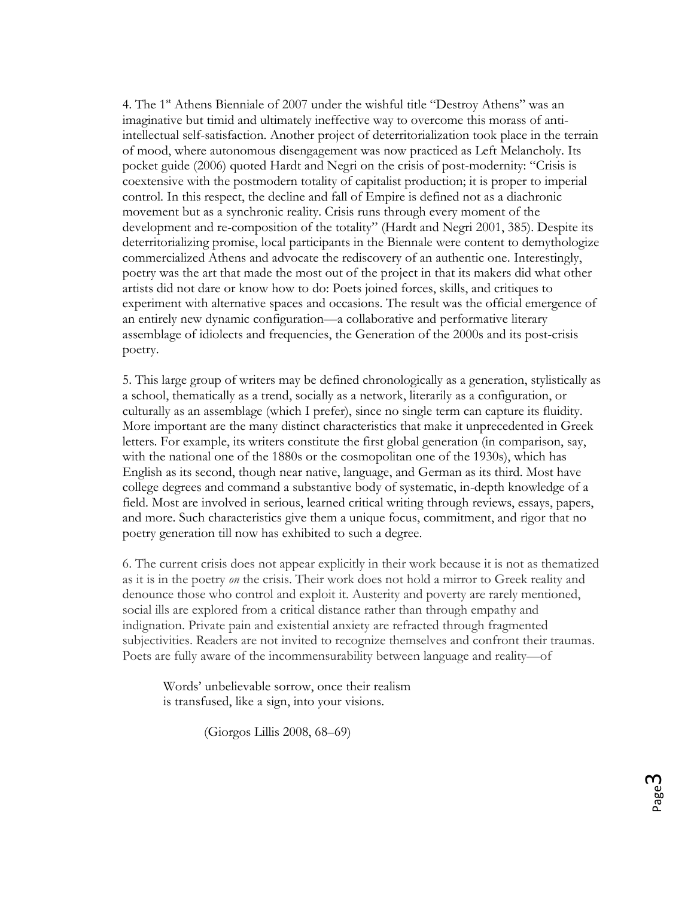4. The 1st Athens Bienniale of 2007 under the wishful title "Destroy Athens" was an imaginative but timid and ultimately ineffective way to overcome this morass of anti-intellectual self-satisfaction. Another project of deterritorialization took place in the terrain of mood, where autonomous disengagement was now practiced as Left Melancholy. Its pocket guide (2006) quoted Hardt and Negri on the crisis of post-modernity: "Crisis is coextensive with the postmodern totality of capitalist production; it is proper to imperial control. In this respect, the decline and fall of Empire is defined not as a diachronic movement but as a synchronic reality. Crisis runs through every moment of the development and re-composition of the totality" (Hardt and Negri 2001, 385). Despite its deterritorializing promise, local participants in the Biennale were content to demythologize commercialized Athens and advocate the rediscovery of an authentic one. Interestingly, poetry was the art that made the most out of the project in that its makers did what other artists did not dare or know how to do: Poets joined forces, skills, and critiques to experiment with alternative spaces and occasions. The result was the official emergence of an entirely new dynamic configuration—a collaborative and performative literary assemblage of idiolects and frequencies, the Generation of the 2000s and its post-crisis poetry.

5. This large group of writers may be defined chronologically as a generation, stylistically as a school, thematically as a trend, socially as a network, literarily as a configuration, or culturally as an assemblage (which I prefer), since no single term can capture its fluidity. More important are the many distinct characteristics that make it unprecedented in Greek letters. For example, its writers constitute the first global generation (in comparison, say, with the national one of the 1880s or the cosmopolitan one of the 1930s), which has English as its second, though near native, language, and German as its third. Most have college degrees and command a substantive body of systematic, in-depth knowledge of a field. Most are involved in serious, learned critical writing through reviews, essays, papers, and more. Such characteristics give them a unique focus, commitment, and rigor that no poetry generation till now has exhibited to such a degree.

6. The current crisis does not appear explicitly in their work because it is not as thematized as it is in the poetry *on* the crisis. Their work does not hold a mirror to Greek reality and denounce those who control and exploit it. Austerity and poverty are rarely mentioned, social ills are explored from a critical distance rather than through empathy and indignation. Private pain and existential anxiety are refracted through fragmented subjectivities. Readers are not invited to recognize themselves and confront their traumas. Poets are fully aware of the incommensurability between language and reality—of

> Words' unbelievable sorrow, once their realism
> is transfused, like a sign, into your visions.
>
> (Giorgos Lillis 2008, 68–69)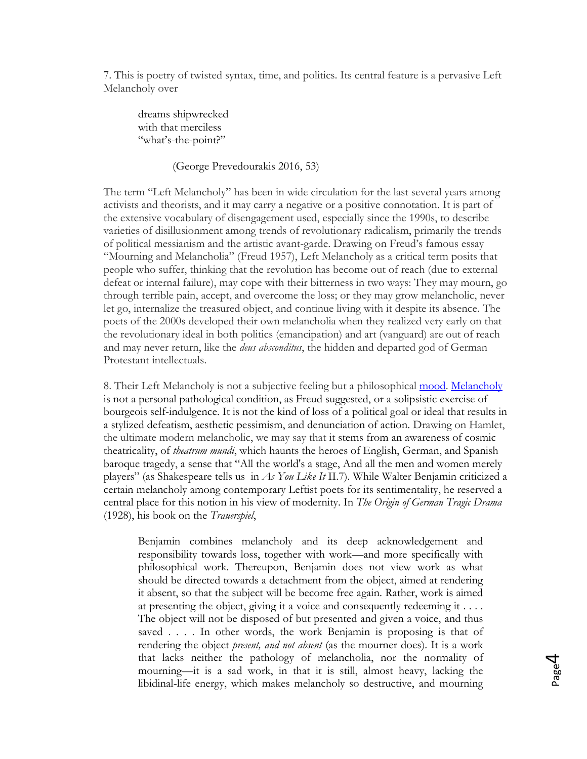7. This is poetry of twisted syntax, time, and politics. Its central feature is a pervasive Left Melancholy over

> dreams shipwrecked
> with that merciless
> "what's-the-point?"
>
> (George Prevedourakis 2016, 53)

The term "Left Melancholy" has been in wide circulation for the last several years among activists and theorists, and it may carry a negative or a positive connotation. It is part of the extensive vocabulary of disengagement used, especially since the 1990s, to describe varieties of disillusionment among trends of revolutionary radicalism, primarily the trends of political messianism and the artistic avant-garde. Drawing on Freud's famous essay "Mourning and Melancholia" (Freud 1957), Left Melancholy as a critical term posits that people who suffer, thinking that the revolution has become out of reach (due to external defeat or internal failure), may cope with their bitterness in two ways: They may mourn, go through terrible pain, accept, and overcome the loss; or they may grow melancholic, never let go, internalize the treasured object, and continue living with it despite its absence. The poets of the 2000s developed their own melancholia when they realized very early on that the revolutionary ideal in both politics (emancipation) and art (vanguard) are out of reach and may never return, like the *deus absconditus*, the hidden and departed god of German Protestant intellectuals.

8. Their Left Melancholy is not a subjective feeling but a philosophical [mood](). [Melancholy]() is not a personal pathological condition, as Freud suggested, or a solipsistic exercise of bourgeois self-indulgence. It is not the kind of loss of a political goal or ideal that results in a stylized defeatism, aesthetic pessimism, and denunciation of action. Drawing on Hamlet, the ultimate modern melancholic, we may say that it stems from an awareness of cosmic theatricality, of *theatrum mundi*, which haunts the heroes of English, German, and Spanish baroque tragedy, a sense that "All the world's a stage, And all the men and women merely players" (as Shakespeare tells us in *As You Like It* II.7). While Walter Benjamin criticized a certain melancholy among contemporary Leftist poets for its sentimentality, he reserved a central place for this notion in his view of modernity. In *The Origin of German Tragic Drama* (1928), his book on the *Trauerspiel*,

> Benjamin combines melancholy and its deep acknowledgement and responsibility towards loss, together with work—and more specifically with philosophical work. Thereupon, Benjamin does not view work as what should be directed towards a detachment from the object, aimed at rendering it absent, so that the subject will be become free again. Rather, work is aimed at presenting the object, giving it a voice and consequently redeeming it . . . . The object will not be disposed of but presented and given a voice, and thus saved . . . . In other words, the work Benjamin is proposing is that of rendering the object *present, and not absent* (as the mourner does). It is a work that lacks neither the pathology of melancholia, nor the normality of mourning—it is a sad work, in that it is still, almost heavy, lacking the libidinal-life energy, which makes melancholy so destructive, and mourning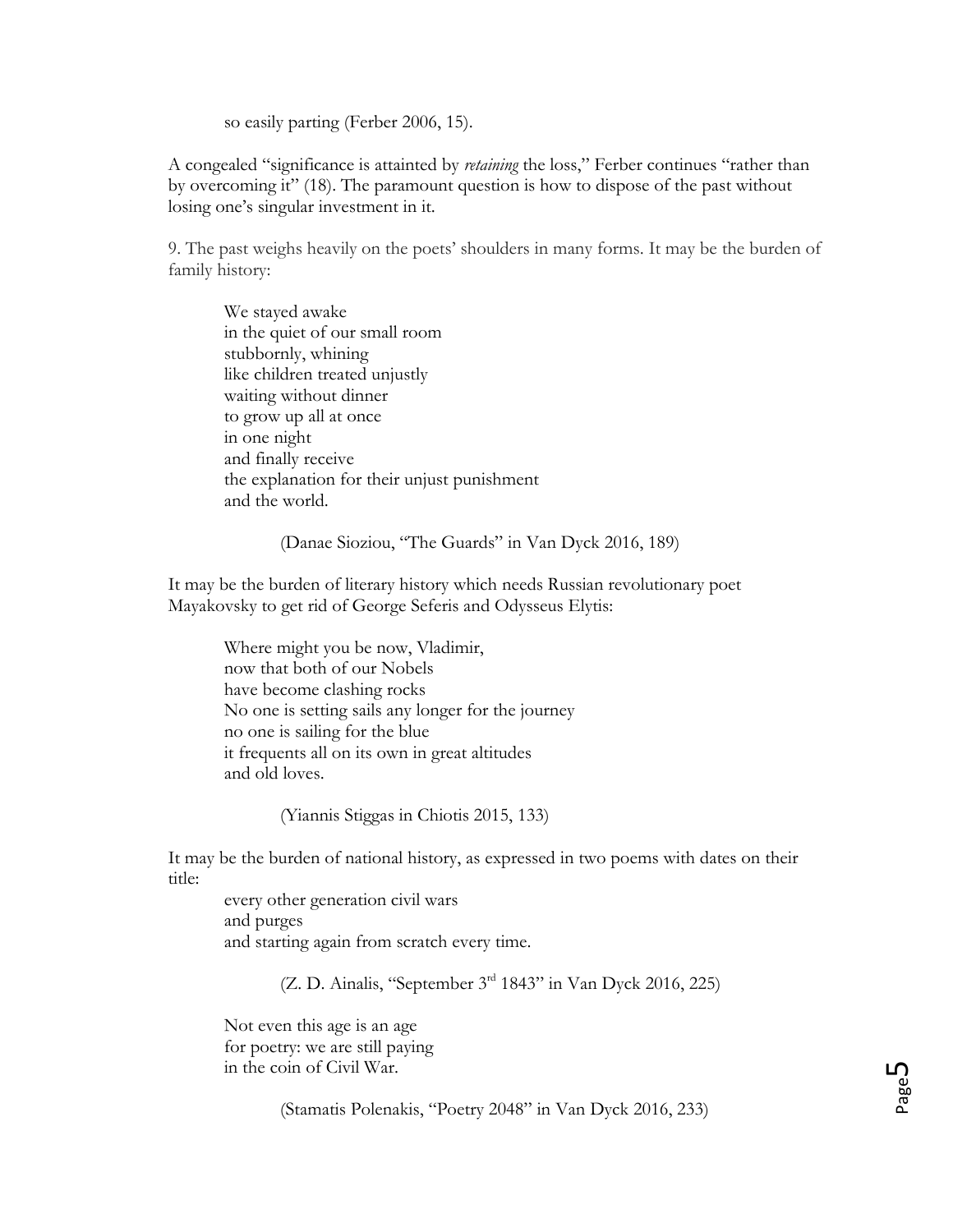so easily parting (Ferber 2006, 15).

A congealed "significance is attainted by *retaining* the loss," Ferber continues "rather than by overcoming it" (18). The paramount question is how to dispose of the past without losing one's singular investment in it.

9. The past weighs heavily on the poets' shoulders in many forms. It may be the burden of family history:

> We stayed awake
> in the quiet of our small room
> stubbornly, whining
> like children treated unjustly
> waiting without dinner
> to grow up all at once
> in one night
> and finally receive
> the explanation for their unjust punishment
> and the world.
>
> (Danae Sioziou, "The Guards" in Van Dyck 2016, 189)

It may be the burden of literary history which needs Russian revolutionary poet Mayakovsky to get rid of George Seferis and Odysseus Elytis:

> Where might you be now, Vladimir,
> now that both of our Nobels
> have become clashing rocks
> No one is setting sails any longer for the journey
> no one is sailing for the blue
> it frequents all on its own in great altitudes
> and old loves.
>
> (Yiannis Stiggas in Chiotis 2015, 133)

It may be the burden of national history, as expressed in two poems with dates on their title:

> every other generation civil wars
> and purges
> and starting again from scratch every time.
>
> (Z. D. Ainalis, "September 3rd 1843" in Van Dyck 2016, 225)

> Not even this age is an age
> for poetry: we are still paying
> in the coin of Civil War.
>
> (Stamatis Polenakis, "Poetry 2048" in Van Dyck 2016, 233)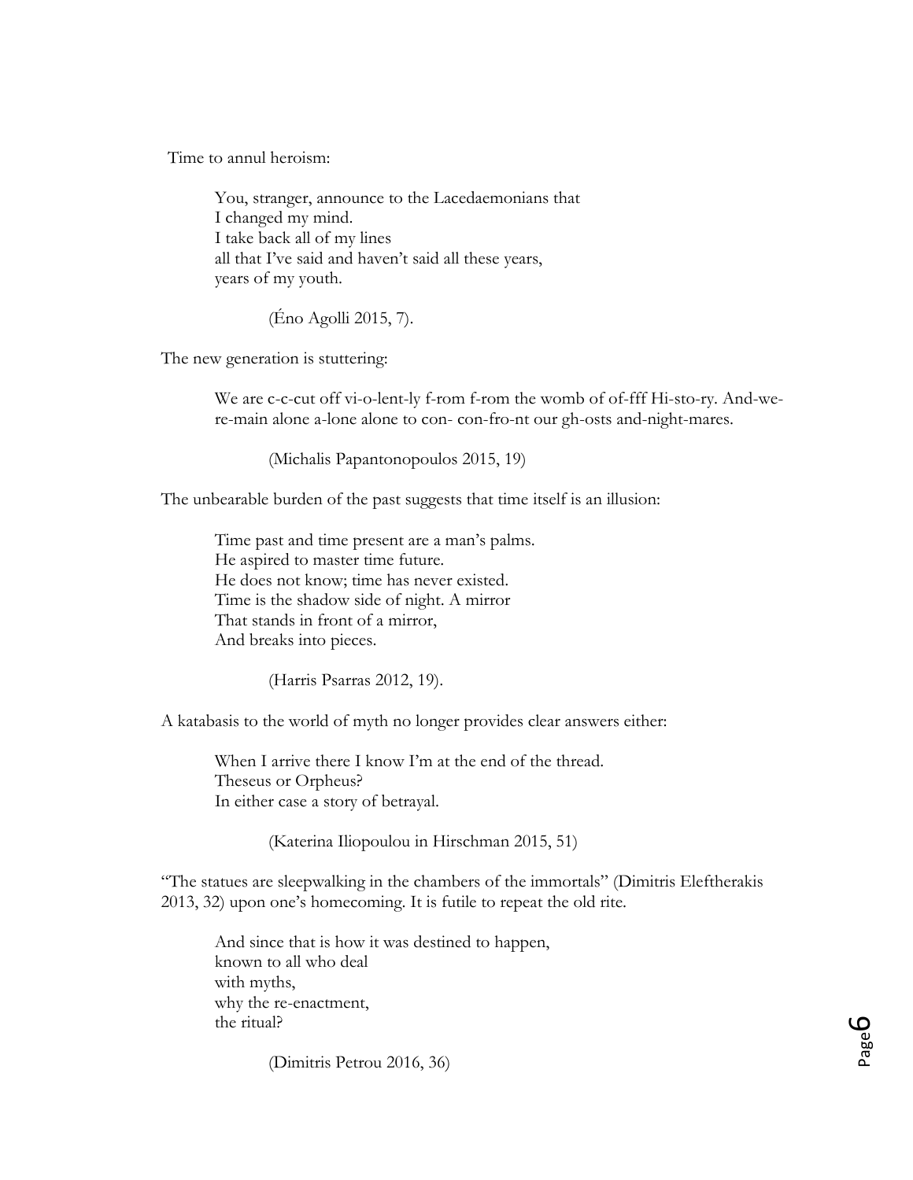Time to annul heroism:

> You, stranger, announce to the Lacedaemonians that
> I changed my mind.
> I take back all of my lines
> all that I've said and haven't said all these years,
> years of my youth.
>
> (Éno Agolli 2015, 7).

The new generation is stuttering:

> We are c-c-cut off vi-o-lent-ly f-rom f-rom the womb of of-fff Hi-sto-ry. And-we-re-main alone a-lone alone to con- con-fro-nt our gh-osts and-night-mares.
>
> (Michalis Papantonopoulos 2015, 19)

The unbearable burden of the past suggests that time itself is an illusion:

> Time past and time present are a man's palms.
> He aspired to master time future.
> He does not know; time has never existed.
> Time is the shadow side of night. A mirror
> That stands in front of a mirror,
> And breaks into pieces.
>
> (Harris Psarras 2012, 19).

A katabasis to the world of myth no longer provides clear answers either:

> When I arrive there I know I'm at the end of the thread.
> Theseus or Orpheus?
> In either case a story of betrayal.
>
> (Katerina Iliopoulou in Hirschman 2015, 51)

"The statues are sleepwalking in the chambers of the immortals" (Dimitris Eleftherakis 2013, 32) upon one's homecoming. It is futile to repeat the old rite.

> And since that is how it was destined to happen,
> known to all who deal
> with myths,
> why the re-enactment,
> the ritual?
>
> (Dimitris Petrou 2016, 36)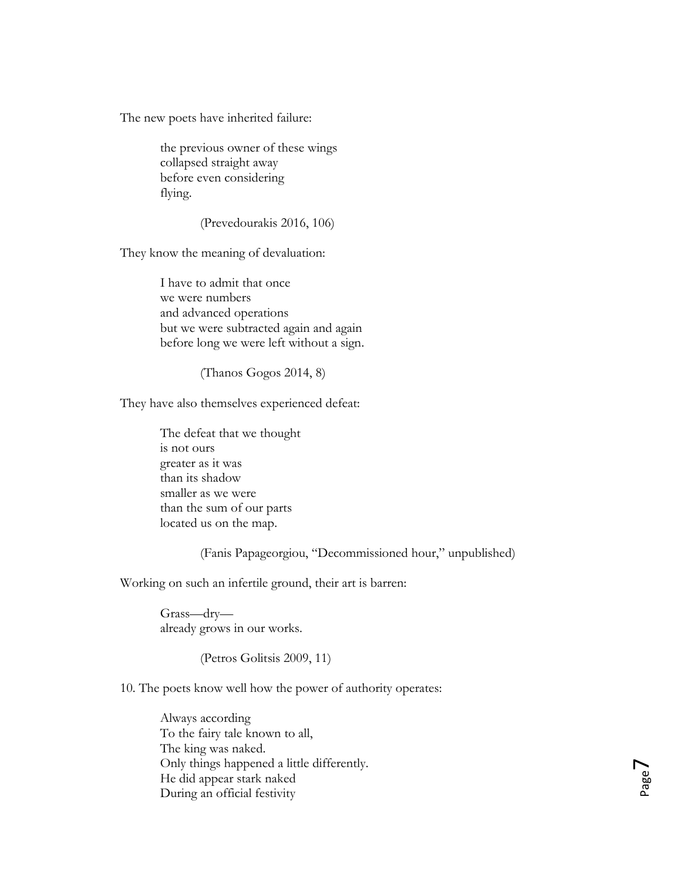The new poets have inherited failure:

> the previous owner of these wings  
> collapsed straight away  
> before even considering  
> flying.
>
> (Prevedourakis 2016, 106)

They know the meaning of devaluation:

> I have to admit that once  
> we were numbers  
> and advanced operations  
> but we were subtracted again and again  
> before long we were left without a sign.
>
> (Thanos Gogos 2014, 8)

They have also themselves experienced defeat:

> The defeat that we thought  
> is not ours  
> greater as it was  
> than its shadow  
> smaller as we were  
> than the sum of our parts  
> located us on the map.
>
> (Fanis Papageorgiou, "Decommissioned hour," unpublished)

Working on such an infertile ground, their art is barren:

> Grass—dry—  
> already grows in our works.
>
> (Petros Golitsis 2009, 11)

10. The poets know well how the power of authority operates:

> Always according  
> To the fairy tale known to all,  
> The king was naked.  
> Only things happened a little differently.  
> He did appear stark naked  
> During an official festivity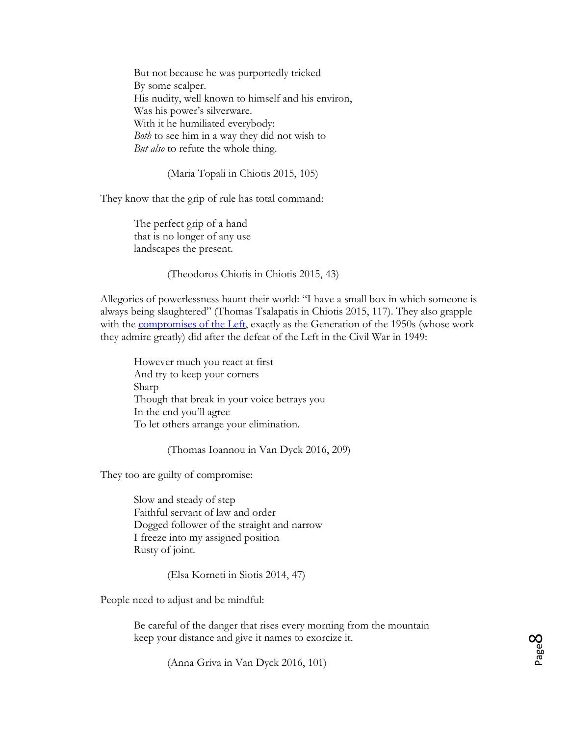> But not because he was purportedly tricked
> By some scalper.
> His nudity, well known to himself and his environ,
> Was his power's silverware.
> With it he humiliated everybody:
> *Both* to see him in a way they did not wish to
> *But also* to refute the whole thing.
>
> (Maria Topali in Chiotis 2015, 105)

They know that the grip of rule has total command:

> The perfect grip of a hand
> that is no longer of any use
> landscapes the present.
>
> (Theodoros Chiotis in Chiotis 2015, 43)

Allegories of powerlessness haunt their world: "I have a small box in which someone is always being slaughtered" (Thomas Tsalapatis in Chiotis 2015, 117). They also grapple with the compromises of the Left, exactly as the Generation of the 1950s (whose work they admire greatly) did after the defeat of the Left in the Civil War in 1949:

> However much you react at first
> And try to keep your corners
> Sharp
> Though that break in your voice betrays you
> In the end you'll agree
> To let others arrange your elimination.
>
> (Thomas Ioannou in Van Dyck 2016, 209)

They too are guilty of compromise:

> Slow and steady of step
> Faithful servant of law and order
> Dogged follower of the straight and narrow
> I freeze into my assigned position
> Rusty of joint.
>
> (Elsa Korneti in Siotis 2014, 47)

People need to adjust and be mindful:

> Be careful of the danger that rises every morning from the mountain
> keep your distance and give it names to exorcize it.
>
> (Anna Griva in Van Dyck 2016, 101)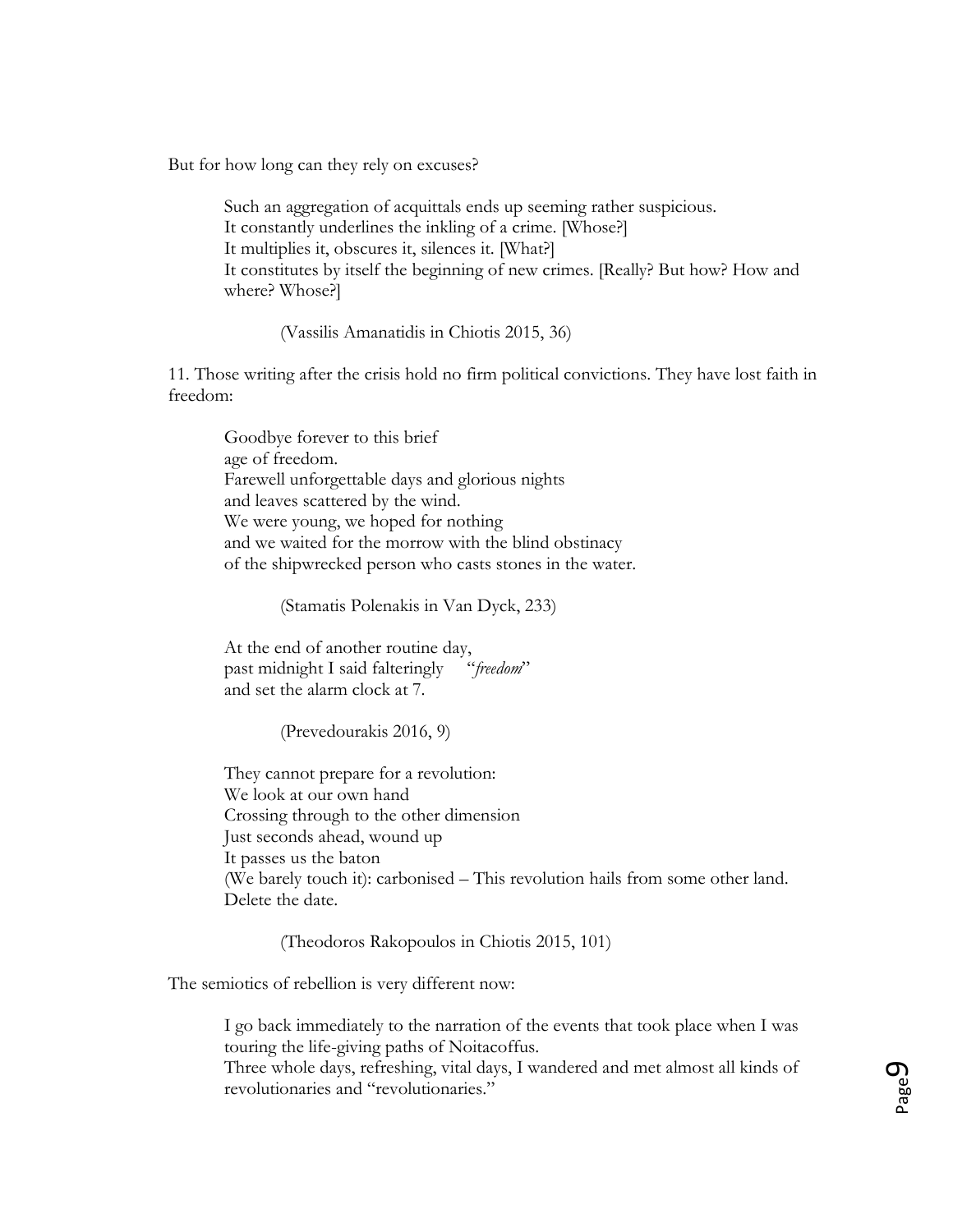But for how long can they rely on excuses?

> Such an aggregation of acquittals ends up seeming rather suspicious.
> It constantly underlines the inkling of a crime. [Whose?]
> It multiplies it, obscures it, silences it. [What?]
> It constitutes by itself the beginning of new crimes. [Really? But how? How and where? Whose?]
>
> (Vassilis Amanatidis in Chiotis 2015, 36)

11. Those writing after the crisis hold no firm political convictions. They have lost faith in freedom:

> Goodbye forever to this brief
> age of freedom.
> Farewell unforgettable days and glorious nights
> and leaves scattered by the wind.
> We were young, we hoped for nothing
> and we waited for the morrow with the blind obstinacy
> of the shipwrecked person who casts stones in the water.
>
> (Stamatis Polenakis in Van Dyck, 233)

> At the end of another routine day,
> past midnight I said falteringly "*freedom*"
> and set the alarm clock at 7.
>
> (Prevedourakis 2016, 9)

> They cannot prepare for a revolution:
> We look at our own hand
> Crossing through to the other dimension
> Just seconds ahead, wound up
> It passes us the baton
> (We barely touch it): carbonised – This revolution hails from some other land.
> Delete the date.
>
> (Theodoros Rakopoulos in Chiotis 2015, 101)

The semiotics of rebellion is very different now:

> I go back immediately to the narration of the events that took place when I was touring the life-giving paths of Noitacoffus.
> Three whole days, refreshing, vital days, I wandered and met almost all kinds of revolutionaries and "revolutionaries."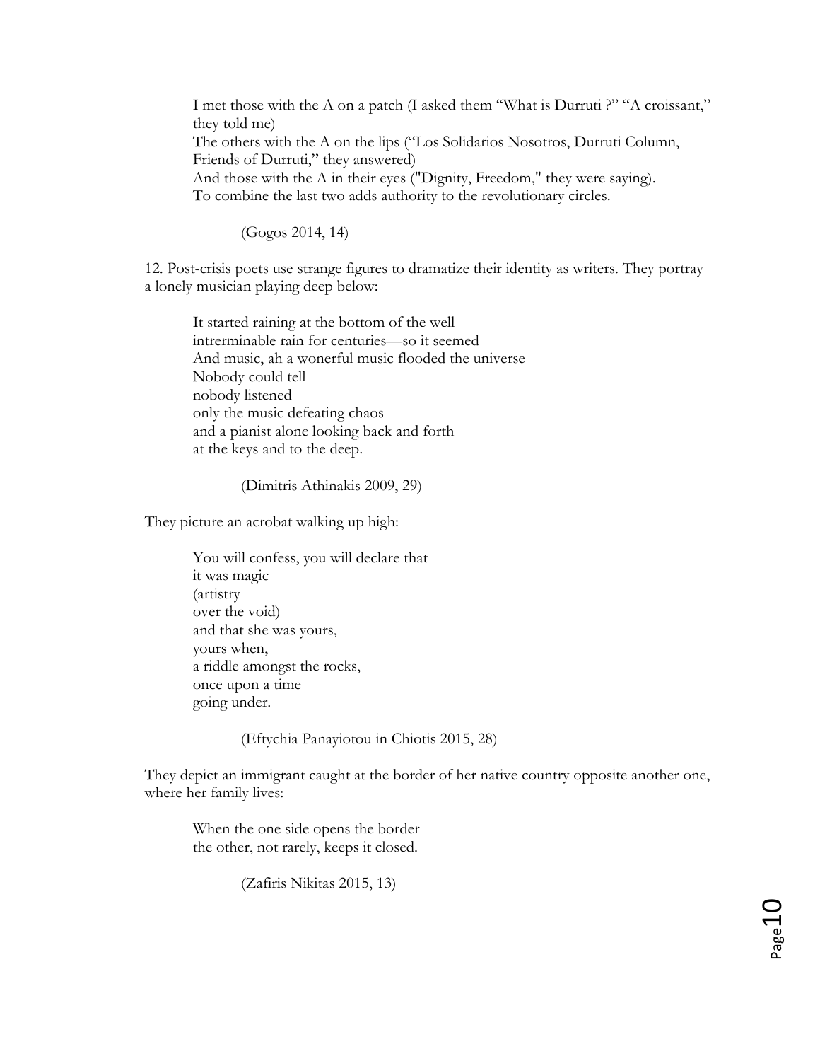I met those with the A on a patch (I asked them "What is Durruti ?" "A croissant," they told me)  
The others with the A on the lips ("Los Solidarios Nosotros, Durruti Column, Friends of Durruti," they answered)  
And those with the A in their eyes ("Dignity, Freedom," they were saying).  
To combine the last two adds authority to the revolutionary circles.

(Gogos 2014, 14)

12. Post-crisis poets use strange figures to dramatize their identity as writers. They portray a lonely musician playing deep below:

It started raining at the bottom of the well  
intrerminable rain for centuries—so it seemed  
And music, ah a wonerful music flooded the universe  
Nobody could tell  
nobody listened  
only the music defeating chaos  
and a pianist alone looking back and forth  
at the keys and to the deep.

(Dimitris Athinakis 2009, 29)

They picture an acrobat walking up high:

You will confess, you will declare that  
it was magic  
(artistry  
over the void)  
and that she was yours,  
yours when,  
a riddle amongst the rocks,  
once upon a time  
going under.

(Eftychia Panayiotou in Chiotis 2015, 28)

They depict an immigrant caught at the border of her native country opposite another one, where her family lives:

When the one side opens the border  
the other, not rarely, keeps it closed.

(Zafiris Nikitas 2015, 13)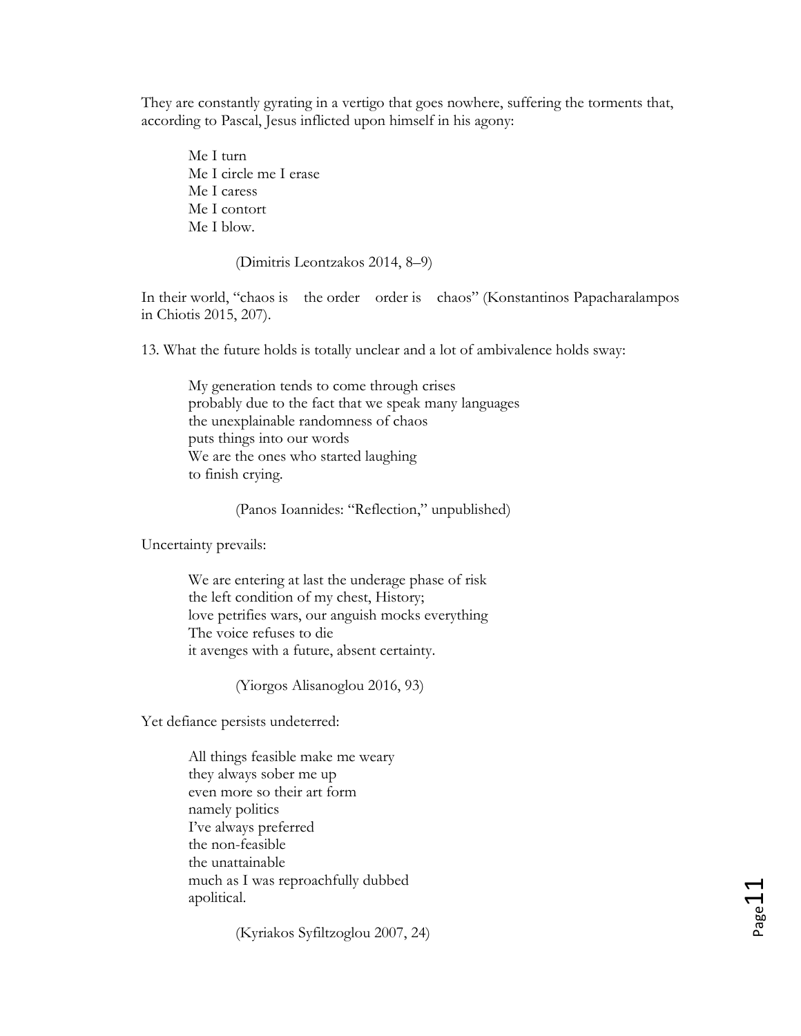They are constantly gyrating in a vertigo that goes nowhere, suffering the torments that, according to Pascal, Jesus inflicted upon himself in his agony:

> Me I turn  
> Me I circle me I erase  
> Me I caress  
> Me I contort  
> Me I blow.
>
> (Dimitris Leontzakos 2014, 8–9)

In their world, "chaos is  the order  order is  chaos" (Konstantinos Papacharalampos in Chiotis 2015, 207).

13. What the future holds is totally unclear and a lot of ambivalence holds sway:

> My generation tends to come through crises  
> probably due to the fact that we speak many languages  
> the unexplainable randomness of chaos  
> puts things into our words  
> We are the ones who started laughing  
> to finish crying.
>
> (Panos Ioannides: "Reflection," unpublished)

Uncertainty prevails:

> We are entering at last the underage phase of risk  
> the left condition of my chest, History;  
> love petrifies wars, our anguish mocks everything  
> The voice refuses to die  
> it avenges with a future, absent certainty.
>
> (Yiorgos Alisanoglou 2016, 93)

Yet defiance persists undeterred:

> All things feasible make me weary  
> they always sober me up  
> even more so their art form  
> namely politics  
> I've always preferred  
> the non-feasible  
> the unattainable  
> much as I was reproachfully dubbed  
> apolitical.
>
> (Kyriakos Syfiltzoglou 2007, 24)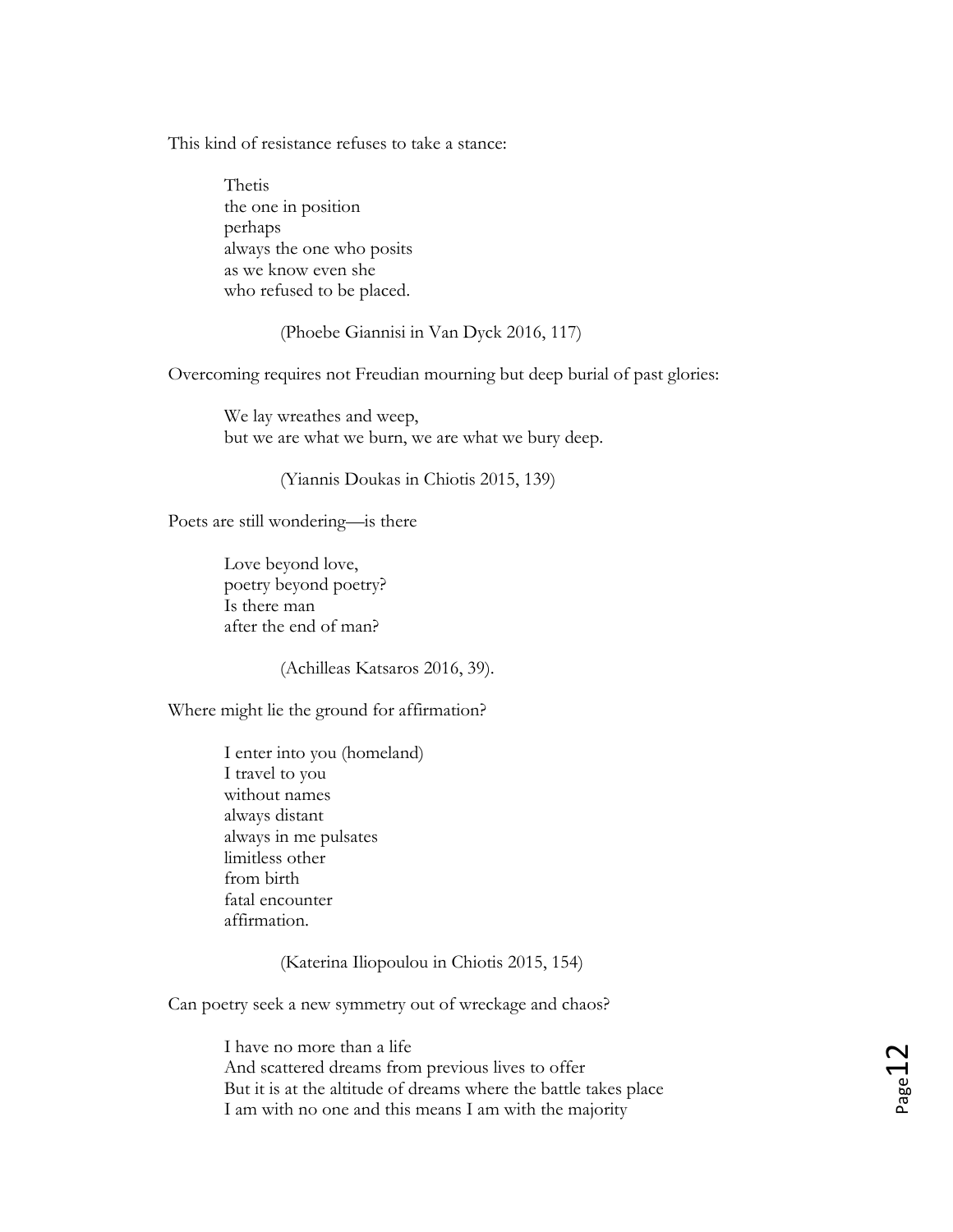This kind of resistance refuses to take a stance:

> Thetis
> the one in position
> perhaps
> always the one who posits
> as we know even she
> who refused to be placed.
>
> (Phoebe Giannisi in Van Dyck 2016, 117)

Overcoming requires not Freudian mourning but deep burial of past glories:

> We lay wreathes and weep,
> but we are what we burn, we are what we bury deep.
>
> (Yiannis Doukas in Chiotis 2015, 139)

Poets are still wondering—is there

> Love beyond love,
> poetry beyond poetry?
> Is there man
> after the end of man?
>
> (Achilleas Katsaros 2016, 39).

Where might lie the ground for affirmation?

> I enter into you (homeland)
> I travel to you
> without names
> always distant
> always in me pulsates
> limitless other
> from birth
> fatal encounter
> affirmation.
>
> (Katerina Iliopoulou in Chiotis 2015, 154)

Can poetry seek a new symmetry out of wreckage and chaos?

> I have no more than a life
> And scattered dreams from previous lives to offer
> But it is at the altitude of dreams where the battle takes place
> I am with no one and this means I am with the majority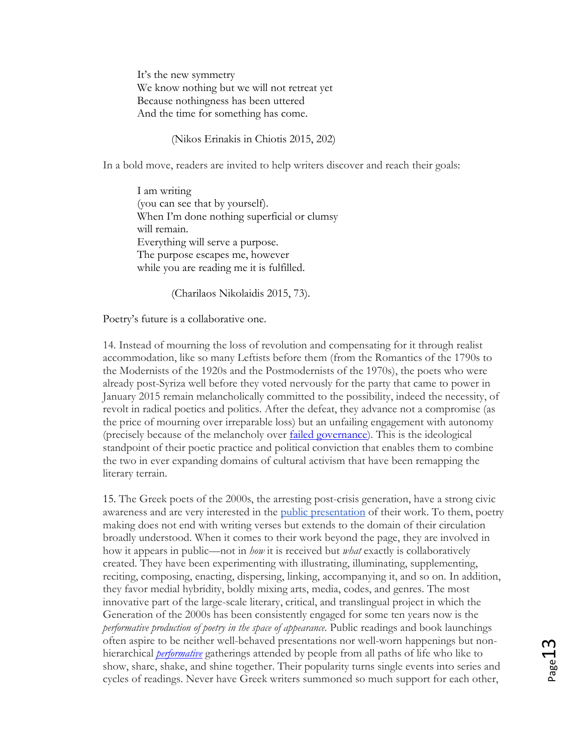It's the new symmetry  
We know nothing but we will not retreat yet  
Because nothingness has been uttered  
And the time for something has come.

(Nikos Erinakis in Chiotis 2015, 202)

In a bold move, readers are invited to help writers discover and reach their goals:

I am writing  
(you can see that by yourself).  
When I'm done nothing superficial or clumsy  
will remain.  
Everything will serve a purpose.  
The purpose escapes me, however  
while you are reading me it is fulfilled.

(Charilaos Nikolaidis 2015, 73).

Poetry's future is a collaborative one.

14. Instead of mourning the loss of revolution and compensating for it through realist accommodation, like so many Leftists before them (from the Romantics of the 1790s to the Modernists of the 1920s and the Postmodernists of the 1970s), the poets who were already post-Syriza well before they voted nervously for the party that came to power in January 2015 remain melancholically committed to the possibility, indeed the necessity, of revolt in radical poetics and politics. After the defeat, they advance not a compromise (as the price of mourning over irreparable loss) but an unfailing engagement with autonomy (precisely because of the melancholy over failed governance). This is the ideological standpoint of their poetic practice and political conviction that enables them to combine the two in ever expanding domains of cultural activism that have been remapping the literary terrain.

15. The Greek poets of the 2000s, the arresting post-crisis generation, have a strong civic awareness and are very interested in the public presentation of their work. To them, poetry making does not end with writing verses but extends to the domain of their circulation broadly understood. When it comes to their work beyond the page, they are involved in how it appears in public—not in *how* it is received but *what* exactly is collaboratively created. They have been experimenting with illustrating, illuminating, supplementing, reciting, composing, enacting, dispersing, linking, accompanying it, and so on. In addition, they favor medial hybridity, boldly mixing arts, media, codes, and genres. The most innovative part of the large-scale literary, critical, and translingual project in which the Generation of the 2000s has been consistently engaged for some ten years now is the *performative production of poetry in the space of appearance.* Public readings and book launchings often aspire to be neither well-behaved presentations nor well-worn happenings but non-hierarchical *performative* gatherings attended by people from all paths of life who like to show, share, shake, and shine together. Their popularity turns single events into series and cycles of readings. Never have Greek writers summoned so much support for each other,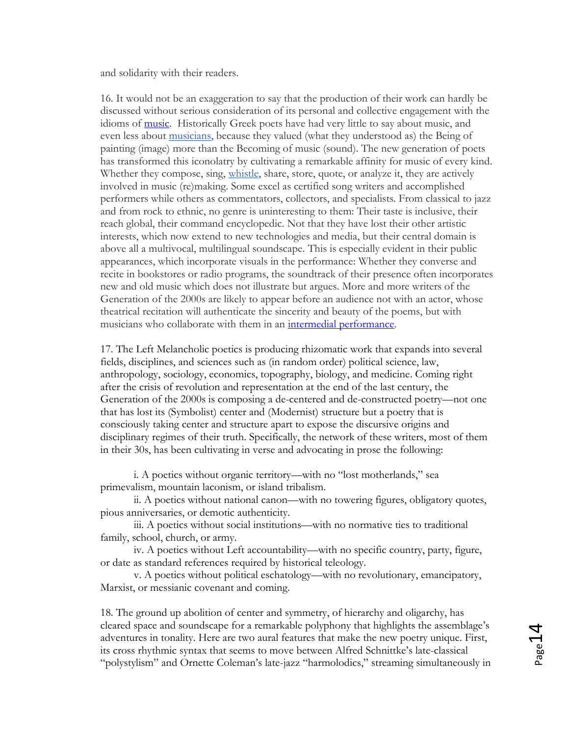and solidarity with their readers.

16. It would not be an exaggeration to say that the production of their work can hardly be discussed without serious consideration of its personal and collective engagement with the idioms of music. Historically Greek poets have had very little to say about music, and even less about musicians, because they valued (what they understood as) the Being of painting (image) more than the Becoming of music (sound). The new generation of poets has transformed this iconolatry by cultivating a remarkable affinity for music of every kind. Whether they compose, sing, whistle, share, store, quote, or analyze it, they are actively involved in music (re)making. Some excel as certified song writers and accomplished performers while others as commentators, collectors, and specialists. From classical to jazz and from rock to ethnic, no genre is uninteresting to them: Their taste is inclusive, their reach global, their command encyclopedic. Not that they have lost their other artistic interests, which now extend to new technologies and media, but their central domain is above all a multivocal, multilingual soundscape. This is especially evident in their public appearances, which incorporate visuals in the performance: Whether they converse and recite in bookstores or radio programs, the soundtrack of their presence often incorporates new and old music which does not illustrate but argues. More and more writers of the Generation of the 2000s are likely to appear before an audience not with an actor, whose theatrical recitation will authenticate the sincerity and beauty of the poems, but with musicians who collaborate with them in an intermedial performance.

17. The Left Melancholic poetics is producing rhizomatic work that expands into several fields, disciplines, and sciences such as (in random order) political science, law, anthropology, sociology, economics, topography, biology, and medicine. Coming right after the crisis of revolution and representation at the end of the last century, the Generation of the 2000s is composing a de-centered and de-constructed poetry—not one that has lost its (Symbolist) center and (Modernist) structure but a poetry that is consciously taking center and structure apart to expose the discursive origins and disciplinary regimes of their truth. Specifically, the network of these writers, most of them in their 30s, has been cultivating in verse and advocating in prose the following:

i. A poetics without organic territory—with no "lost motherlands," sea primevalism, mountain laconism, or island tribalism.

ii. A poetics without national canon—with no towering figures, obligatory quotes, pious anniversaries, or demotic authenticity.

iii. A poetics without social institutions—with no normative ties to traditional family, school, church, or army.

iv. A poetics without Left accountability—with no specific country, party, figure, or date as standard references required by historical teleology.

v. A poetics without political eschatology—with no revolutionary, emancipatory, Marxist, or messianic covenant and coming.

18. The ground up abolition of center and symmetry, of hierarchy and oligarchy, has cleared space and soundscape for a remarkable polyphony that highlights the assemblage's adventures in tonality. Here are two aural features that make the new poetry unique. First, its cross rhythmic syntax that seems to move between Alfred Schnittke's late-classical "polystylism" and Ornette Coleman's late-jazz "harmolodics," streaming simultaneously in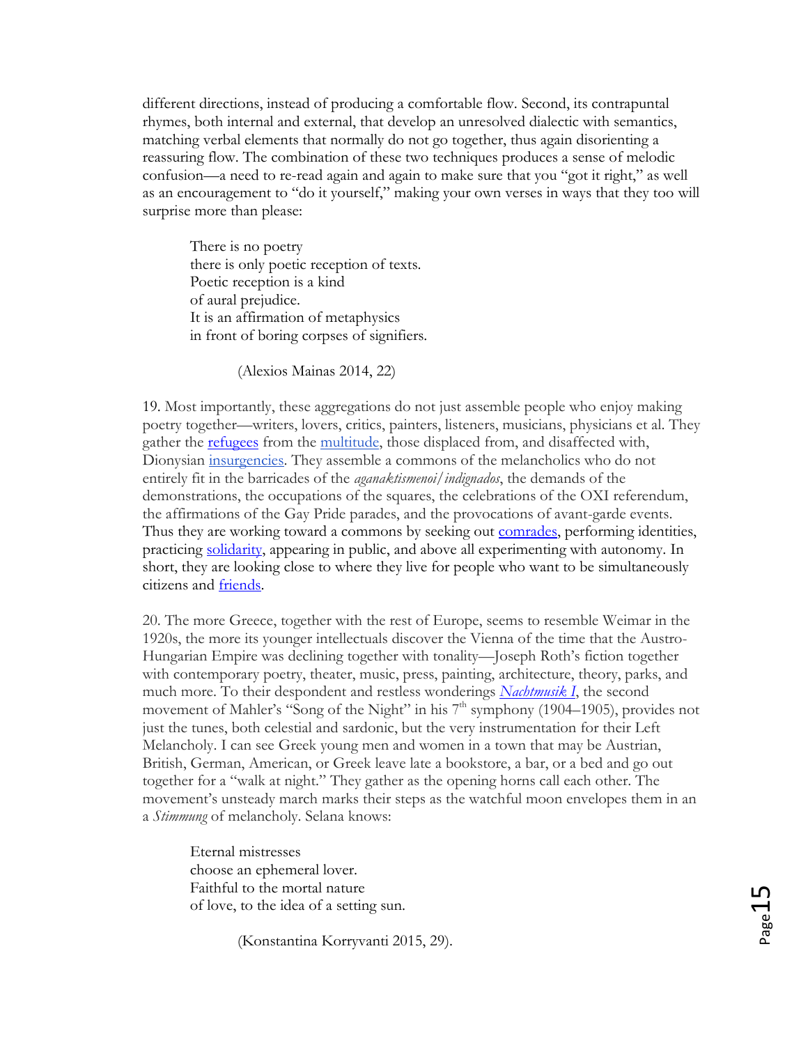different directions, instead of producing a comfortable flow. Second, its contrapuntal rhymes, both internal and external, that develop an unresolved dialectic with semantics, matching verbal elements that normally do not go together, thus again disorienting a reassuring flow. The combination of these two techniques produces a sense of melodic confusion—a need to re-read again and again to make sure that you "got it right," as well as an encouragement to "do it yourself," making your own verses in ways that they too will surprise more than please:

> There is no poetry  
> there is only poetic reception of texts.  
> Poetic reception is a kind  
> of aural prejudice.  
> It is an affirmation of metaphysics  
> in front of boring corpses of signifiers.
>
> (Alexios Mainas 2014, 22)

19. Most importantly, these aggregations do not just assemble people who enjoy making poetry together—writers, lovers, critics, painters, listeners, musicians, physicians et al. They gather the refugees from the multitude, those displaced from, and disaffected with, Dionysian insurgencies. They assemble a commons of the melancholics who do not entirely fit in the barricades of the *aganaktismenoi/indignados*, the demands of the demonstrations, the occupations of the squares, the celebrations of the OXI referendum, the affirmations of the Gay Pride parades, and the provocations of avant-garde events. Thus they are working toward a commons by seeking out comrades, performing identities, practicing solidarity, appearing in public, and above all experimenting with autonomy. In short, they are looking close to where they live for people who want to be simultaneously citizens and friends.

20. The more Greece, together with the rest of Europe, seems to resemble Weimar in the 1920s, the more its younger intellectuals discover the Vienna of the time that the Austro-Hungarian Empire was declining together with tonality—Joseph Roth's fiction together with contemporary poetry, theater, music, press, painting, architecture, theory, parks, and much more. To their despondent and restless wonderings *Nachtmusik I*, the second movement of Mahler's "Song of the Night" in his 7th symphony (1904–1905), provides not just the tunes, both celestial and sardonic, but the very instrumentation for their Left Melancholy. I can see Greek young men and women in a town that may be Austrian, British, German, American, or Greek leave late a bookstore, a bar, or a bed and go out together for a "walk at night." They gather as the opening horns call each other. The movement's unsteady march marks their steps as the watchful moon envelopes them in an a *Stimmung* of melancholy. Selana knows:

> Eternal mistresses  
> choose an ephemeral lover.  
> Faithful to the mortal nature  
> of love, to the idea of a setting sun.
>
> (Konstantina Korryvanti 2015, 29).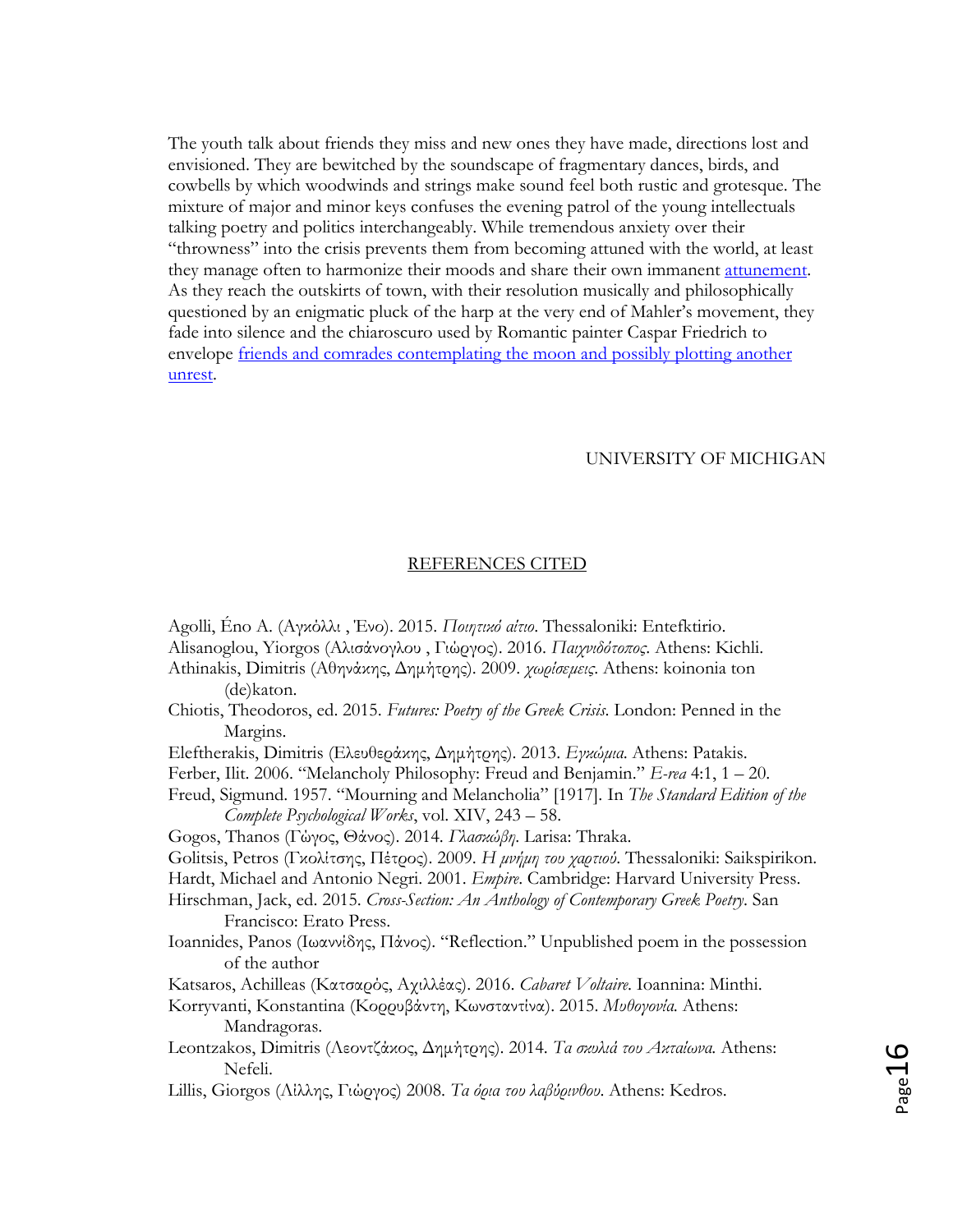The youth talk about friends they miss and new ones they have made, directions lost and envisioned. They are bewitched by the soundscape of fragmentary dances, birds, and cowbells by which woodwinds and strings make sound feel both rustic and grotesque. The mixture of major and minor keys confuses the evening patrol of the young intellectuals talking poetry and politics interchangeably. While tremendous anxiety over their "throwness" into the crisis prevents them from becoming attuned with the world, at least they manage often to harmonize their moods and share their own immanent attunement. As they reach the outskirts of town, with their resolution musically and philosophically questioned by an enigmatic pluck of the harp at the very end of Mahler's movement, they fade into silence and the chiaroscuro used by Romantic painter Caspar Friedrich to envelope friends and comrades contemplating the moon and possibly plotting another unrest.

UNIVERSITY OF MICHIGAN

## REFERENCES CITED

Agolli, Éno A. (Αγκόλλι , Ένο). 2015. *Ποιητικό αίτιο*. Thessaloniki: Entefktirio.

Alisanoglou, Yiorgos (Αλισάνογλου , Γιώργος). 2016. *Παιχνιδότοπος*. Athens: Kichli.

Athinakis, Dimitris (Αθηνάκης, Δημήτρης). 2009. *χωρίσεμεις*. Athens: koinonia ton (de)katon.

Chiotis, Theodoros, ed. 2015. *Futures: Poetry of the Greek Crisis*. London: Penned in the Margins.

Eleftherakis, Dimitris (Ελευθεράκης, Δημήτρης). 2013. *Εγκώμια.* Athens: Patakis.

Ferber, Ilit. 2006. "Melancholy Philosophy: Freud and Benjamin." *E-rea* 4:1, 1 – 20.

Freud, Sigmund. 1957. "Mourning and Melancholia" [1917]. In *The Standard Edition of the Complete Psychological Works*, vol. XIV, 243 – 58.

Gogos, Thanos (Γώγος, Θάνος). 2014. *Γλασκώβη*. Larisa: Thraka.

Golitsis, Petros (Γκολίτσης, Πέτρος). 2009. *Η μνήμη του χαρτιού*. Thessaloniki: Saikspirikon.

Hardt, Michael and Antonio Negri. 2001. *Empire*. Cambridge: Harvard University Press.

Hirschman, Jack, ed. 2015. *Cross-Section: An Anthology of Contemporary Greek Poetry*. San Francisco: Erato Press.

Ioannides, Panos (Ιωαννίδης, Πάνος). "Reflection." Unpublished poem in the possession of the author

Katsaros, Achilleas (Κατσαρός, Αχιλλέας). 2016. *Cabaret Voltaire*. Ioannina: Minthi.

Korryvanti, Konstantina (Κορρυβάντη, Κωνσταντίνα). 2015. *Μυθογονία.* Athens: Mandragoras.

Leontzakos, Dimitris (Λεοντζάκος, Δημήτρης). 2014. *Τα σκυλιά του Ακταίωνα.* Athens: Nefeli.

Lillis, Giorgos (Λίλλης, Γιώργος) 2008. *Τα όρια του λαβύρινθου*. Athens: Kedros.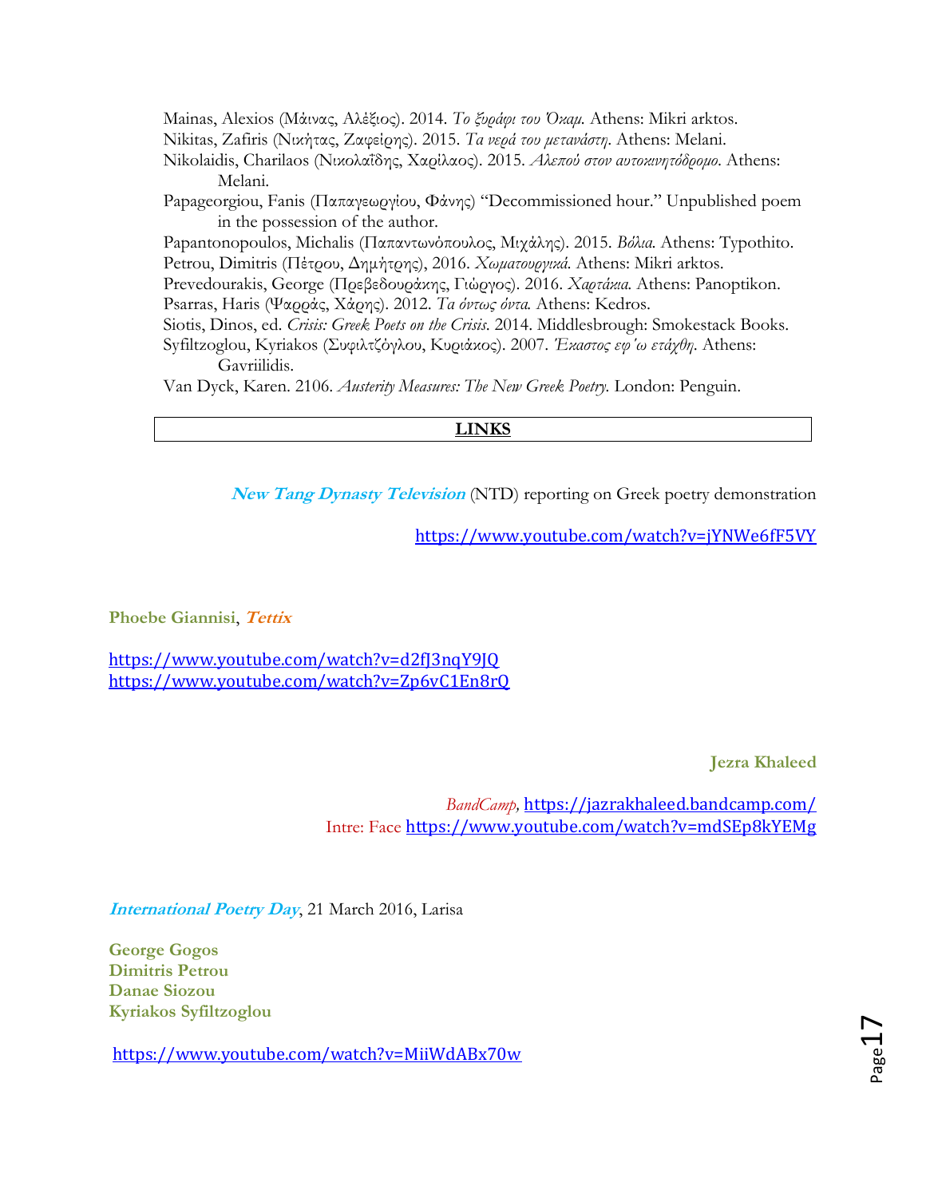Mainas, Alexios (Μάινας, Αλέξιος). 2014. *Το ξυράφι του Όκαμ.* Athens: Mikri arktos.

Nikitas, Zafiris (Νικήτας, Ζαφείρης). 2015. *Τα νερά του μετανάστη.* Athens: Melani.

Nikolaidis, Charilaos (Νικολαΐδης, Χαρίλαος). 2015. *Αλεπού στον αυτοκινητόδρομο.* Athens: Melani.

Papageorgiou, Fanis (Παπαγεωργίου, Φάνης) "Decommissioned hour." Unpublished poem in the possession of the author.

Papantonopoulos, Michalis (Παπαντωνόπουλος, Μιχάλης). 2015. *Βόλια.* Athens: Typothito.

Petrou, Dimitris (Πέτρου, Δημήτρης), 2016. *Χωματουργικά.* Athens: Mikri arktos.

Prevedourakis, George (Πρεβεδουράκης, Γιώργος). 2016. *Χαρτάκια.* Athens: Panoptikon.

Psarras, Haris (Ψαρράς, Χάρης). 2012. *Τα όντως όντα.* Athens: Kedros.

Siotis, Dinos, ed. *Crisis: Greek Poets on the Crisis.* 2014. Middlesbrough: Smokestack Books.

Syfiltzoglou, Kyriakos (Συφιλτζόγλου, Κυριάκος). 2007. *Έκαστος εφ΄ω ετάχθη.* Athens: Gavriilidis.

Van Dyck, Karen. 2106. *Austerity Measures: The New Greek Poetry.* London: Penguin.

## LINKS

***New Tang Dynasty Television*** (NTD) reporting on Greek poetry demonstration

https://www.youtube.com/watch?v=jYNWe6fF5VY

**Phoebe Giannisi**, ***Tettix***

https://www.youtube.com/watch?v=d2fJ3nqY9JQ
https://www.youtube.com/watch?v=Zp6vC1En8rQ

**Jezra Khaleed**

*BandCamp,* https://jazrakhaleed.bandcamp.com/
Intre: Face https://www.youtube.com/watch?v=mdSEp8kYEMg

***International Poetry Day***, 21 March 2016, Larisa

**George Gogos**
**Dimitris Petrou**
**Danae Siozou**
**Kyriakos Syfiltzoglou**

https://www.youtube.com/watch?v=MiiWdABx70w